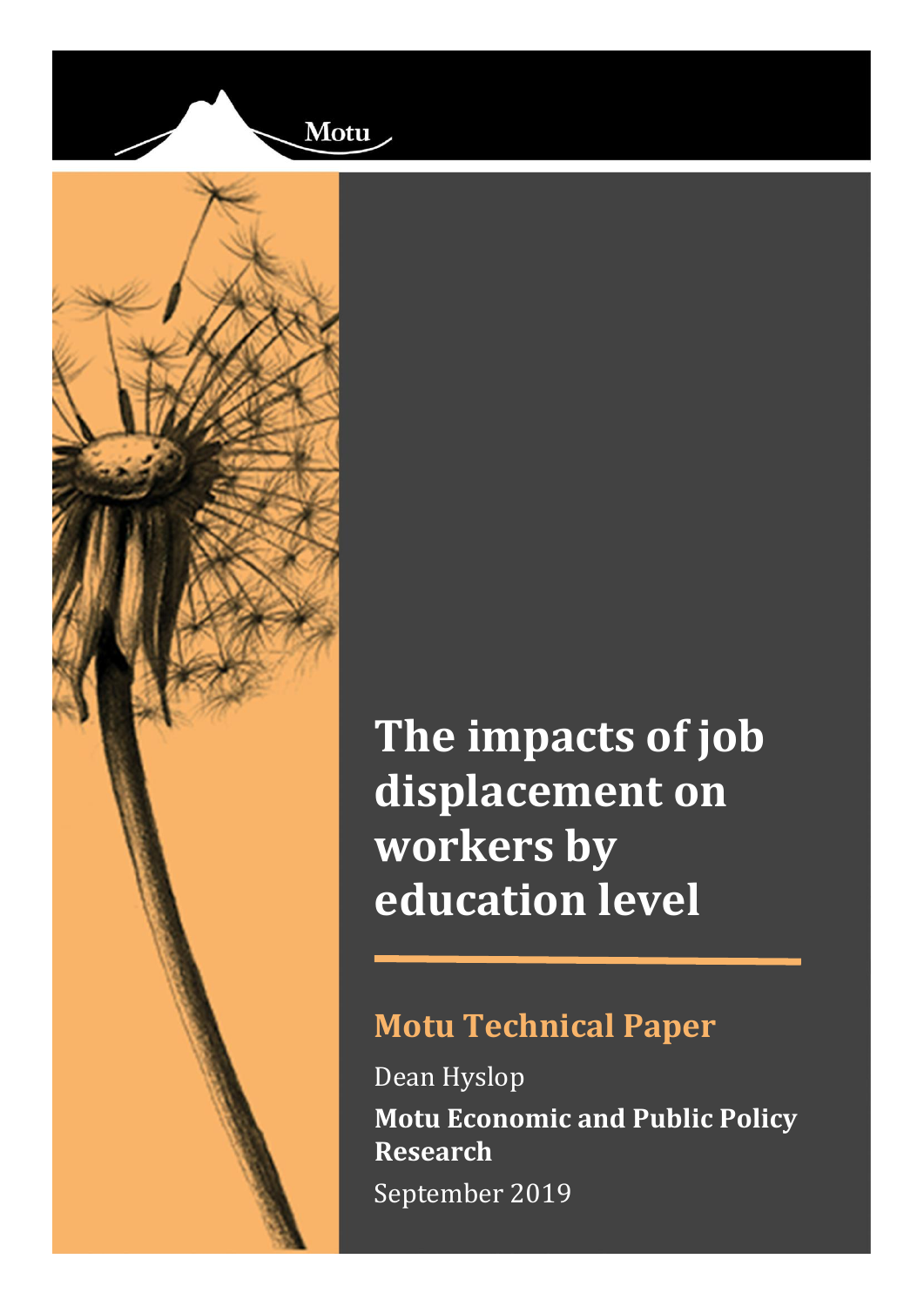Motu

# The impacts of job displacement on workers by education level

## Motu Technical Paper

Dean Hyslop

**Motu Economic and Public Policy Research**

September 2019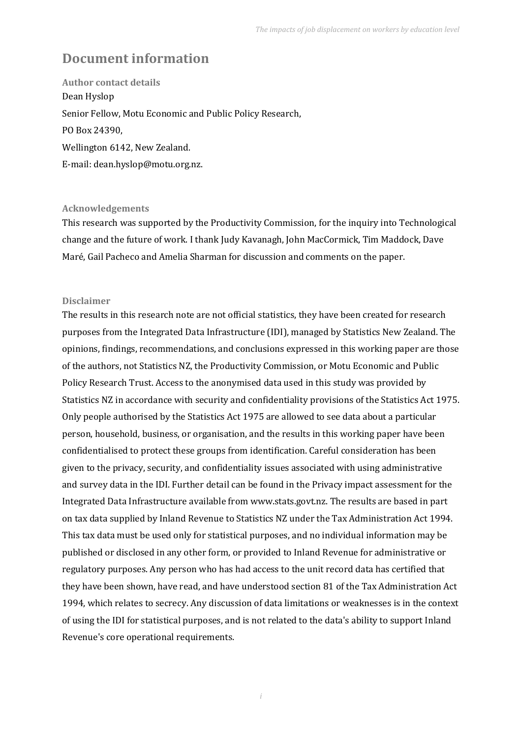# Document information

### Author contact details

Dean Hyslop

Senior Fellow, Motu Economic and Public Policy Research,

PO Box 24390,

Wellington 6142, New Zealand.

E-mail: dean.hyslop@motu.org.nz.

### Acknowledgements

This research was supported by the Productivity Commission, for the inquiry into Technological change and the future of work. I thank Judy Kavanagh, John MacCormick, Tim Maddock, Dave Maré, Gail Pacheco and Amelia Sharman for discussion and comments on the paper.

### Disclaimer

The results in this research note are not official statistics, they have been created for research purposes from the Integrated Data Infrastructure (IDI), managed by Statistics New Zealand. The opinions, findings, recommendations, and conclusions expressed in this working paper are those of the authors, not Statistics NZ, the Productivity Commission, or Motu Economic and Public Policy Research Trust. Access to the anonymised data used in this study was provided by Statistics NZ in accordance with security and confidentiality provisions of the Statistics Act 1975. Only people authorised by the Statistics Act 1975 are allowed to see data about a particular person, household, business, or organisation, and the results in this working paper have been confidentialised to protect these groups from identification. Careful consideration has been given to the privacy, security, and confidentiality issues associated with using administrative and survey data in the IDI. Further detail can be found in the Privacy impact assessment for the Integrated Data Infrastructure available from www.stats.govt.nz. The results are based in part on tax data supplied by Inland Revenue to Statistics NZ under the Tax Administration Act 1994. This tax data must be used only for statistical purposes, and no individual information may be published or disclosed in any other form, or provided to Inland Revenue for administrative or regulatory purposes. Any person who has had access to the unit record data has certified that they have been shown, have read, and have understood section 81 of the Tax Administration Act 1994, which relates to secrecy. Any discussion of data limitations or weaknesses is in the context of using the IDI for statistical purposes, and is not related to the data's ability to support Inland Revenue's core operational requirements.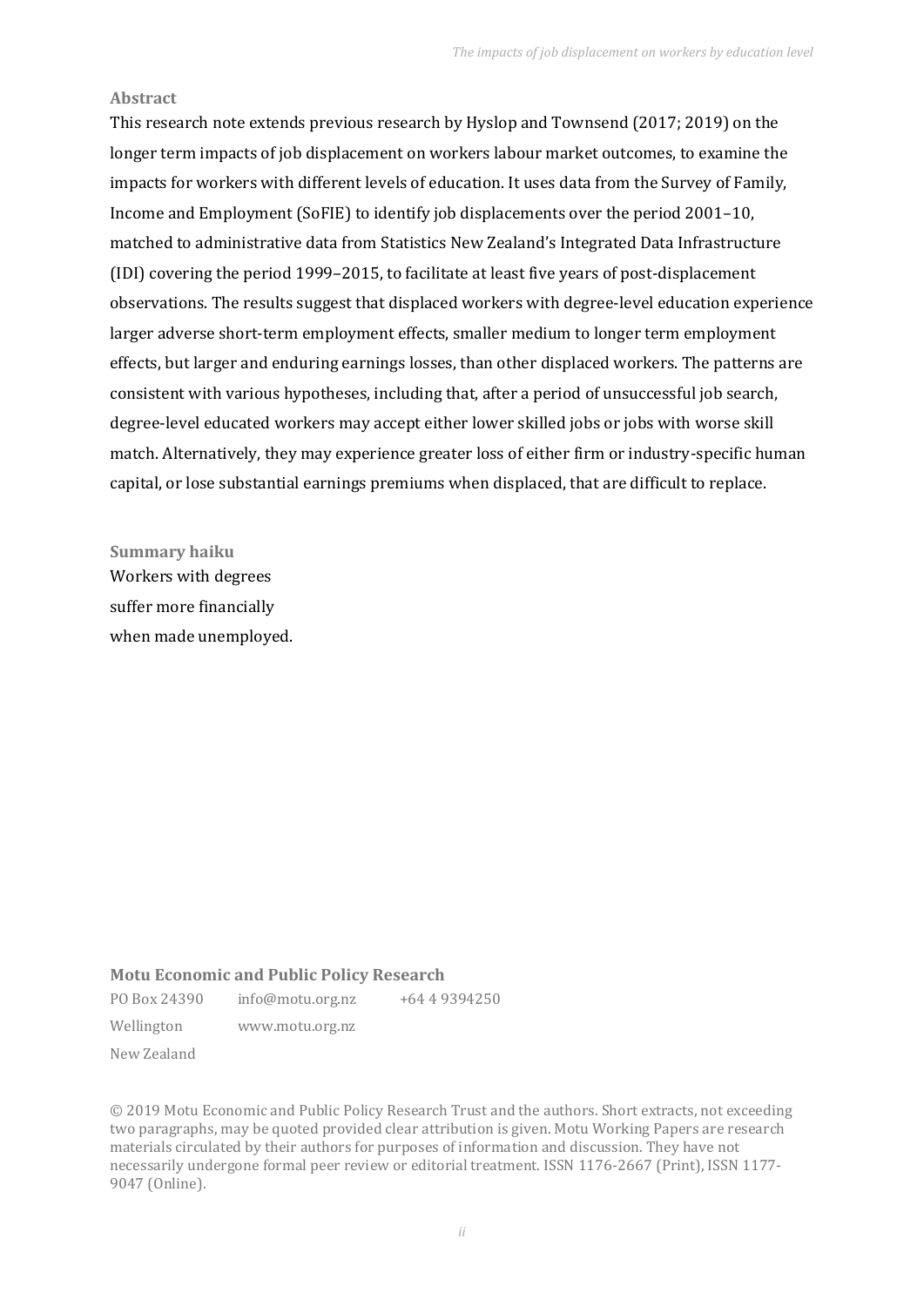## Abstract

This research note extends previous research by Hyslop and Townsend (2017; 2019) on the longer term impacts of job displacement on workers labour market outcomes, to examine the impacts for workers with different levels of education. It uses data from the Survey of Family, Income and Employment (SoFIE) to identify job displacements over the period 2001–10, matched to administrative data from Statistics New Zealand's Integrated Data Infrastructure (IDI) covering the period 1999–2015, to facilitate at least five years of post-displacement observations. The results suggest that displaced workers with degree-level education experience larger adverse short-term employment effects, smaller medium to longer term employment effects, but larger and enduring earnings losses, than other displaced workers. The patterns are consistent with various hypotheses, including that, after a period of unsuccessful job search, degree-level educated workers may accept either lower skilled jobs or jobs with worse skill match. Alternatively, they may experience greater loss of either firm or industry-specific human capital, or lose substantial earnings premiums when displaced, that are difficult to replace.

## Summary haiku

Workers with degrees
suffer more financially
when made unemployed.

## Motu Economic and Public Policy Research

| | | |
|---|---|---|
| PO Box 24390 | info@motu.org.nz | +64 4 9394250 |
| Wellington | www.motu.org.nz | |
| New Zealand | | |

© 2019 Motu Economic and Public Policy Research Trust and the authors. Short extracts, not exceeding two paragraphs, may be quoted provided clear attribution is given. Motu Working Papers are research materials circulated by their authors for purposes of information and discussion. They have not necessarily undergone formal peer review or editorial treatment. ISSN 1176-2667 (Print), ISSN 1177-9047 (Online).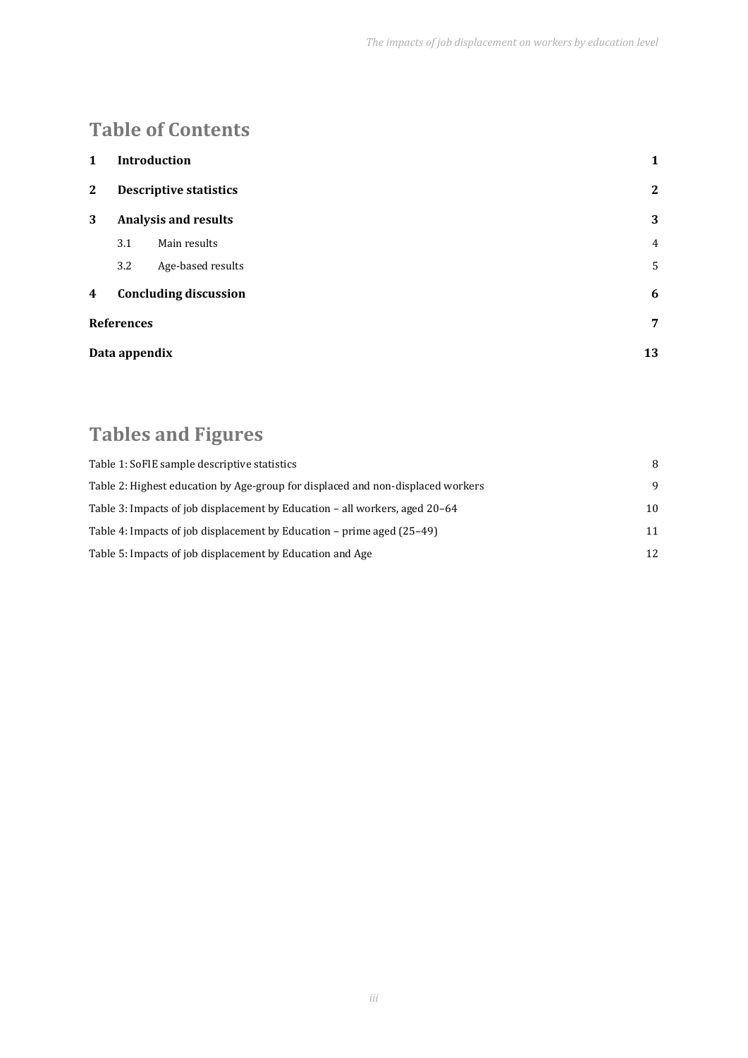# Table of Contents

| | | |
|---|---|---|
| **1** | **Introduction** | **1** |
| **2** | **Descriptive statistics** | **2** |
| **3** | **Analysis and results** | **3** |
| 3.1 | Main results | 4 |
| 3.2 | Age-based results | 5 |
| **4** | **Concluding discussion** | **6** |
| **References** | | **7** |
| **Data appendix** | | **13** |

# Tables and Figures

| | |
|---|---|
| Table 1: SoFIE sample descriptive statistics | 8 |
| Table 2: Highest education by Age-group for displaced and non-displaced workers | 9 |
| Table 3: Impacts of job displacement by Education – all workers, aged 20–64 | 10 |
| Table 4: Impacts of job displacement by Education – prime aged (25–49) | 11 |
| Table 5: Impacts of job displacement by Education and Age | 12 |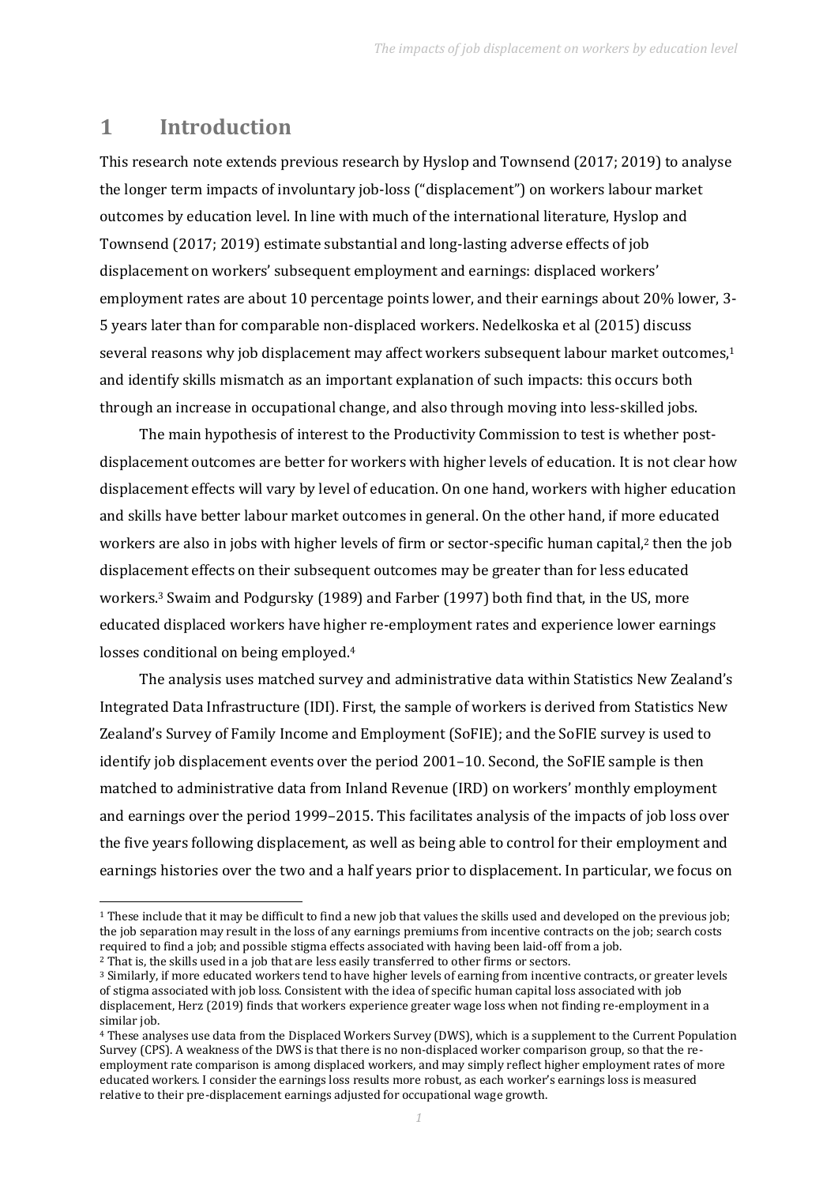# 1 Introduction

This research note extends previous research by Hyslop and Townsend (2017; 2019) to analyse the longer term impacts of involuntary job-loss ("displacement") on workers labour market outcomes by education level. In line with much of the international literature, Hyslop and Townsend (2017; 2019) estimate substantial and long-lasting adverse effects of job displacement on workers' subsequent employment and earnings: displaced workers' employment rates are about 10 percentage points lower, and their earnings about 20% lower, 3-5 years later than for comparable non-displaced workers. Nedelkoska et al (2015) discuss several reasons why job displacement may affect workers subsequent labour market outcomes,[1] and identify skills mismatch as an important explanation of such impacts: this occurs both through an increase in occupational change, and also through moving into less-skilled jobs.

The main hypothesis of interest to the Productivity Commission to test is whether post-displacement outcomes are better for workers with higher levels of education. It is not clear how displacement effects will vary by level of education. On one hand, workers with higher education and skills have better labour market outcomes in general. On the other hand, if more educated workers are also in jobs with higher levels of firm or sector-specific human capital,[2] then the job displacement effects on their subsequent outcomes may be greater than for less educated workers.[3] Swaim and Podgursky (1989) and Farber (1997) both find that, in the US, more educated displaced workers have higher re-employment rates and experience lower earnings losses conditional on being employed.[4]

The analysis uses matched survey and administrative data within Statistics New Zealand's Integrated Data Infrastructure (IDI). First, the sample of workers is derived from Statistics New Zealand's Survey of Family Income and Employment (SoFIE); and the SoFIE survey is used to identify job displacement events over the period 2001–10. Second, the SoFIE sample is then matched to administrative data from Inland Revenue (IRD) on workers' monthly employment and earnings over the period 1999–2015. This facilitates analysis of the impacts of job loss over the five years following displacement, as well as being able to control for their employment and earnings histories over the two and a half years prior to displacement. In particular, we focus on

---

[1] These include that it may be difficult to find a new job that values the skills used and developed on the previous job; the job separation may result in the loss of any earnings premiums from incentive contracts on the job; search costs required to find a job; and possible stigma effects associated with having been laid-off from a job.

[2] That is, the skills used in a job that are less easily transferred to other firms or sectors.

[3] Similarly, if more educated workers tend to have higher levels of earning from incentive contracts, or greater levels of stigma associated with job loss. Consistent with the idea of specific human capital loss associated with job displacement, Herz (2019) finds that workers experience greater wage loss when not finding re-employment in a similar job.

[4] These analyses use data from the Displaced Workers Survey (DWS), which is a supplement to the Current Population Survey (CPS). A weakness of the DWS is that there is no non-displaced worker comparison group, so that the re-employment rate comparison is among displaced workers, and may simply reflect higher employment rates of more educated workers. I consider the earnings loss results more robust, as each worker's earnings loss is measured relative to their pre-displacement earnings adjusted for occupational wage growth.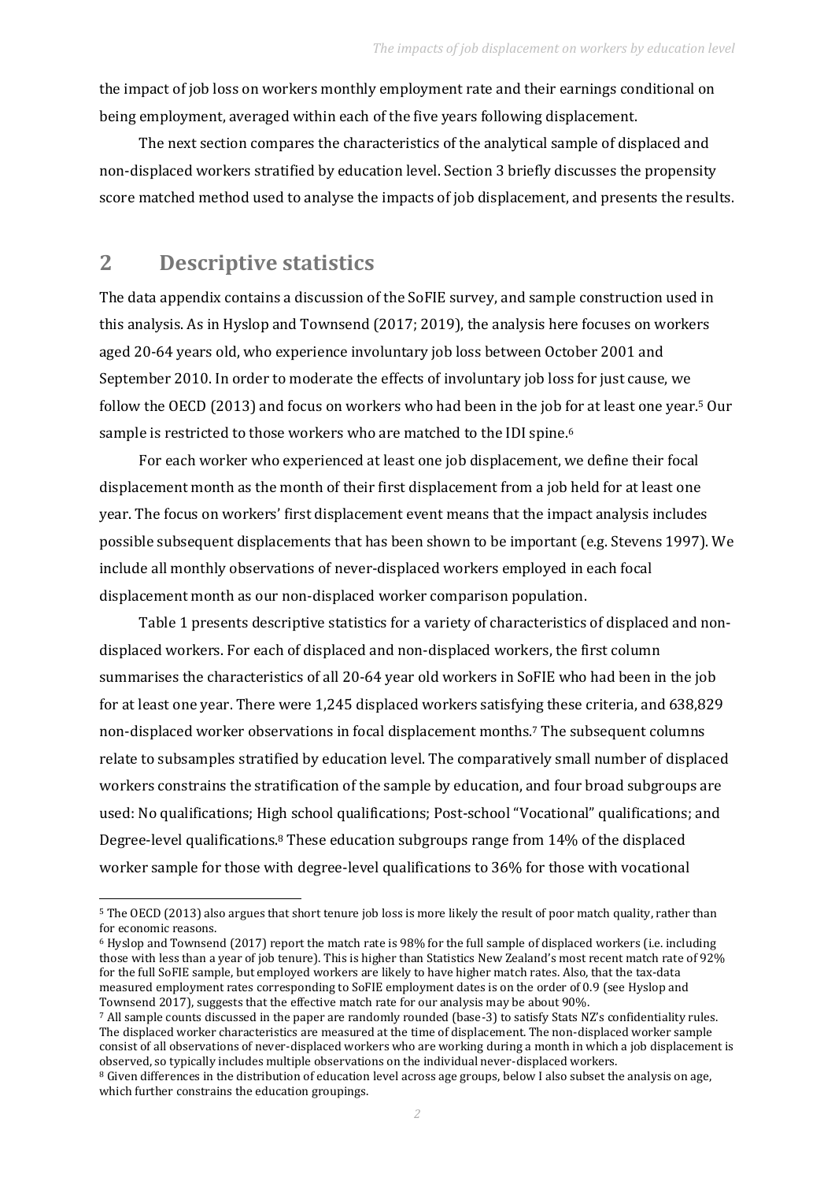the impact of job loss on workers monthly employment rate and their earnings conditional on being employment, averaged within each of the five years following displacement.

The next section compares the characteristics of the analytical sample of displaced and non-displaced workers stratified by education level. Section 3 briefly discusses the propensity score matched method used to analyse the impacts of job displacement, and presents the results.

# 2 Descriptive statistics

The data appendix contains a discussion of the SoFIE survey, and sample construction used in this analysis. As in Hyslop and Townsend (2017; 2019), the analysis here focuses on workers aged 20-64 years old, who experience involuntary job loss between October 2001 and September 2010. In order to moderate the effects of involuntary job loss for just cause, we follow the OECD (2013) and focus on workers who had been in the job for at least one year.[5] Our sample is restricted to those workers who are matched to the IDI spine.[6]

For each worker who experienced at least one job displacement, we define their focal displacement month as the month of their first displacement from a job held for at least one year. The focus on workers' first displacement event means that the impact analysis includes possible subsequent displacements that has been shown to be important (e.g. Stevens 1997). We include all monthly observations of never-displaced workers employed in each focal displacement month as our non-displaced worker comparison population.

Table 1 presents descriptive statistics for a variety of characteristics of displaced and non-displaced workers. For each of displaced and non-displaced workers, the first column summarises the characteristics of all 20-64 year old workers in SoFIE who had been in the job for at least one year. There were 1,245 displaced workers satisfying these criteria, and 638,829 non-displaced worker observations in focal displacement months.[7] The subsequent columns relate to subsamples stratified by education level. The comparatively small number of displaced workers constrains the stratification of the sample by education, and four broad subgroups are used: No qualifications; High school qualifications; Post-school "Vocational" qualifications; and Degree-level qualifications.[8] These education subgroups range from 14% of the displaced worker sample for those with degree-level qualifications to 36% for those with vocational

---

[5] The OECD (2013) also argues that short tenure job loss is more likely the result of poor match quality, rather than for economic reasons.

[6] Hyslop and Townsend (2017) report the match rate is 98% for the full sample of displaced workers (i.e. including those with less than a year of job tenure). This is higher than Statistics New Zealand's most recent match rate of 92% for the full SoFIE sample, but employed workers are likely to have higher match rates. Also, that the tax-data measured employment rates corresponding to SoFIE employment dates is on the order of 0.9 (see Hyslop and Townsend 2017), suggests that the effective match rate for our analysis may be about 90%.

[7] All sample counts discussed in the paper are randomly rounded (base-3) to satisfy Stats NZ's confidentiality rules. The displaced worker characteristics are measured at the time of displacement. The non-displaced worker sample consist of all observations of never-displaced workers who are working during a month in which a job displacement is observed, so typically includes multiple observations on the individual never-displaced workers.

[8] Given differences in the distribution of education level across age groups, below I also subset the analysis on age, which further constrains the education groupings.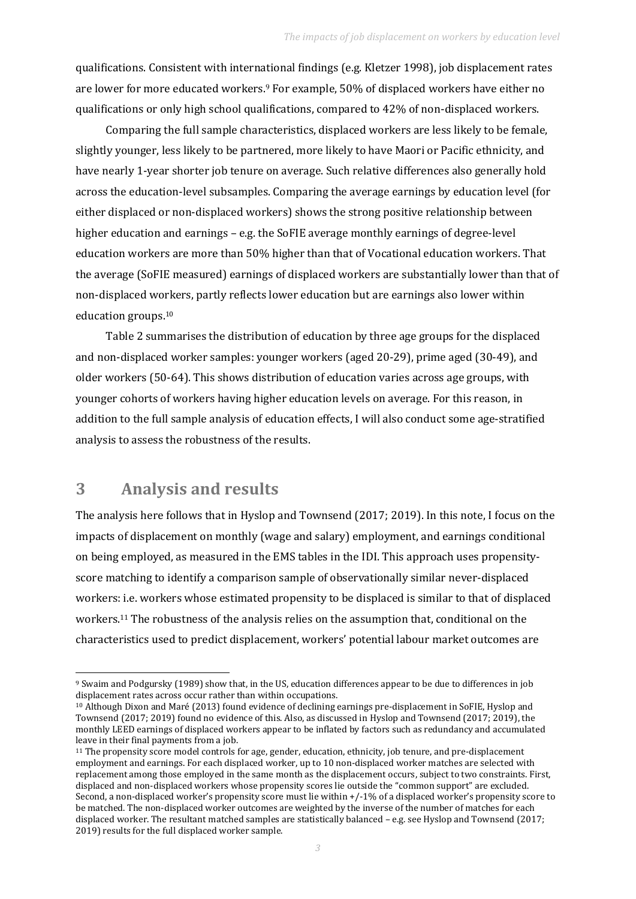qualifications. Consistent with international findings (e.g. Kletzer 1998), job displacement rates are lower for more educated workers.[9] For example, 50% of displaced workers have either no qualifications or only high school qualifications, compared to 42% of non-displaced workers.

Comparing the full sample characteristics, displaced workers are less likely to be female, slightly younger, less likely to be partnered, more likely to have Maori or Pacific ethnicity, and have nearly 1-year shorter job tenure on average. Such relative differences also generally hold across the education-level subsamples. Comparing the average earnings by education level (for either displaced or non-displaced workers) shows the strong positive relationship between higher education and earnings – e.g. the SoFIE average monthly earnings of degree-level education workers are more than 50% higher than that of Vocational education workers. That the average (SoFIE measured) earnings of displaced workers are substantially lower than that of non-displaced workers, partly reflects lower education but are earnings also lower within education groups.[10]

Table 2 summarises the distribution of education by three age groups for the displaced and non-displaced worker samples: younger workers (aged 20-29), prime aged (30-49), and older workers (50-64). This shows distribution of education varies across age groups, with younger cohorts of workers having higher education levels on average. For this reason, in addition to the full sample analysis of education effects, I will also conduct some age-stratified analysis to assess the robustness of the results.

## 3 Analysis and results

The analysis here follows that in Hyslop and Townsend (2017; 2019). In this note, I focus on the impacts of displacement on monthly (wage and salary) employment, and earnings conditional on being employed, as measured in the EMS tables in the IDI. This approach uses propensity-score matching to identify a comparison sample of observationally similar never-displaced workers: i.e. workers whose estimated propensity to be displaced is similar to that of displaced workers.[11] The robustness of the analysis relies on the assumption that, conditional on the characteristics used to predict displacement, workers' potential labour market outcomes are

---

[9] Swaim and Podgursky (1989) show that, in the US, education differences appear to be due to differences in job displacement rates across occur rather than within occupations.

[10] Although Dixon and Maré (2013) found evidence of declining earnings pre-displacement in SoFIE, Hyslop and Townsend (2017; 2019) found no evidence of this. Also, as discussed in Hyslop and Townsend (2017; 2019), the monthly LEED earnings of displaced workers appear to be inflated by factors such as redundancy and accumulated leave in their final payments from a job.

[11] The propensity score model controls for age, gender, education, ethnicity, job tenure, and pre-displacement employment and earnings. For each displaced worker, up to 10 non-displaced worker matches are selected with replacement among those employed in the same month as the displacement occurs, subject to two constraints. First, displaced and non-displaced workers whose propensity scores lie outside the "common support" are excluded. Second, a non-displaced worker's propensity score must lie within +/-1% of a displaced worker's propensity score to be matched. The non-displaced worker outcomes are weighted by the inverse of the number of matches for each displaced worker. The resultant matched samples are statistically balanced – e.g. see Hyslop and Townsend (2017; 2019) results for the full displaced worker sample.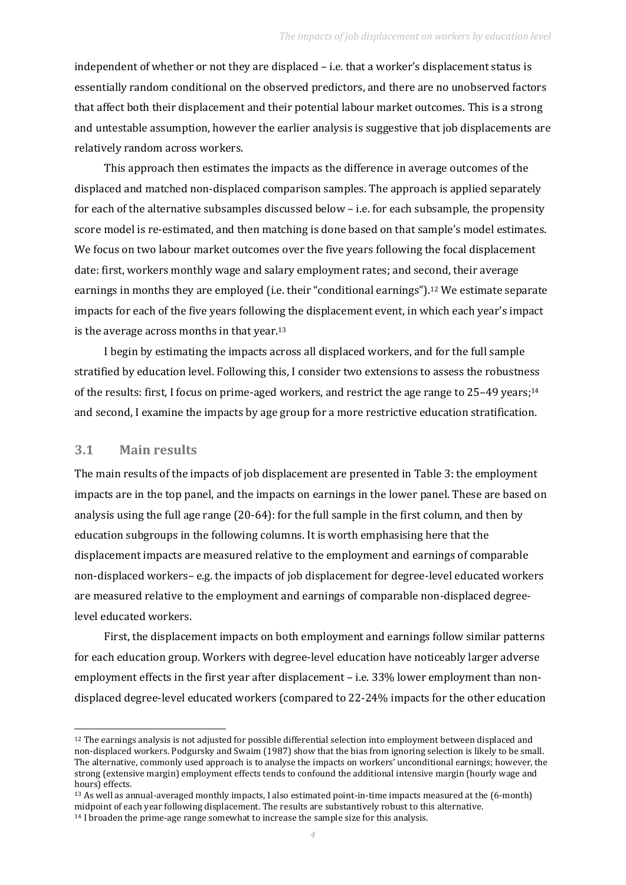independent of whether or not they are displaced – i.e. that a worker's displacement status is essentially random conditional on the observed predictors, and there are no unobserved factors that affect both their displacement and their potential labour market outcomes. This is a strong and untestable assumption, however the earlier analysis is suggestive that job displacements are relatively random across workers.

This approach then estimates the impacts as the difference in average outcomes of the displaced and matched non-displaced comparison samples. The approach is applied separately for each of the alternative subsamples discussed below – i.e. for each subsample, the propensity score model is re-estimated, and then matching is done based on that sample's model estimates. We focus on two labour market outcomes over the five years following the focal displacement date: first, workers monthly wage and salary employment rates; and second, their average earnings in months they are employed (i.e. their "conditional earnings").[12] We estimate separate impacts for each of the five years following the displacement event, in which each year's impact is the average across months in that year.[13]

I begin by estimating the impacts across all displaced workers, and for the full sample stratified by education level. Following this, I consider two extensions to assess the robustness of the results: first, I focus on prime-aged workers, and restrict the age range to 25–49 years;[14] and second, I examine the impacts by age group for a more restrictive education stratification.

## 3.1 Main results

The main results of the impacts of job displacement are presented in Table 3: the employment impacts are in the top panel, and the impacts on earnings in the lower panel. These are based on analysis using the full age range (20-64): for the full sample in the first column, and then by education subgroups in the following columns. It is worth emphasising here that the displacement impacts are measured relative to the employment and earnings of comparable non-displaced workers– e.g. the impacts of job displacement for degree-level educated workers are measured relative to the employment and earnings of comparable non-displaced degree-level educated workers.

First, the displacement impacts on both employment and earnings follow similar patterns for each education group. Workers with degree-level education have noticeably larger adverse employment effects in the first year after displacement – i.e. 33% lower employment than non-displaced degree-level educated workers (compared to 22-24% impacts for the other education

[12] The earnings analysis is not adjusted for possible differential selection into employment between displaced and non-displaced workers. Podgursky and Swaim (1987) show that the bias from ignoring selection is likely to be small. The alternative, commonly used approach is to analyse the impacts on workers' unconditional earnings; however, the strong (extensive margin) employment effects tends to confound the additional intensive margin (hourly wage and hours) effects.

[13] As well as annual-averaged monthly impacts, I also estimated point-in-time impacts measured at the (6-month) midpoint of each year following displacement. The results are substantively robust to this alternative.

[14] I broaden the prime-age range somewhat to increase the sample size for this analysis.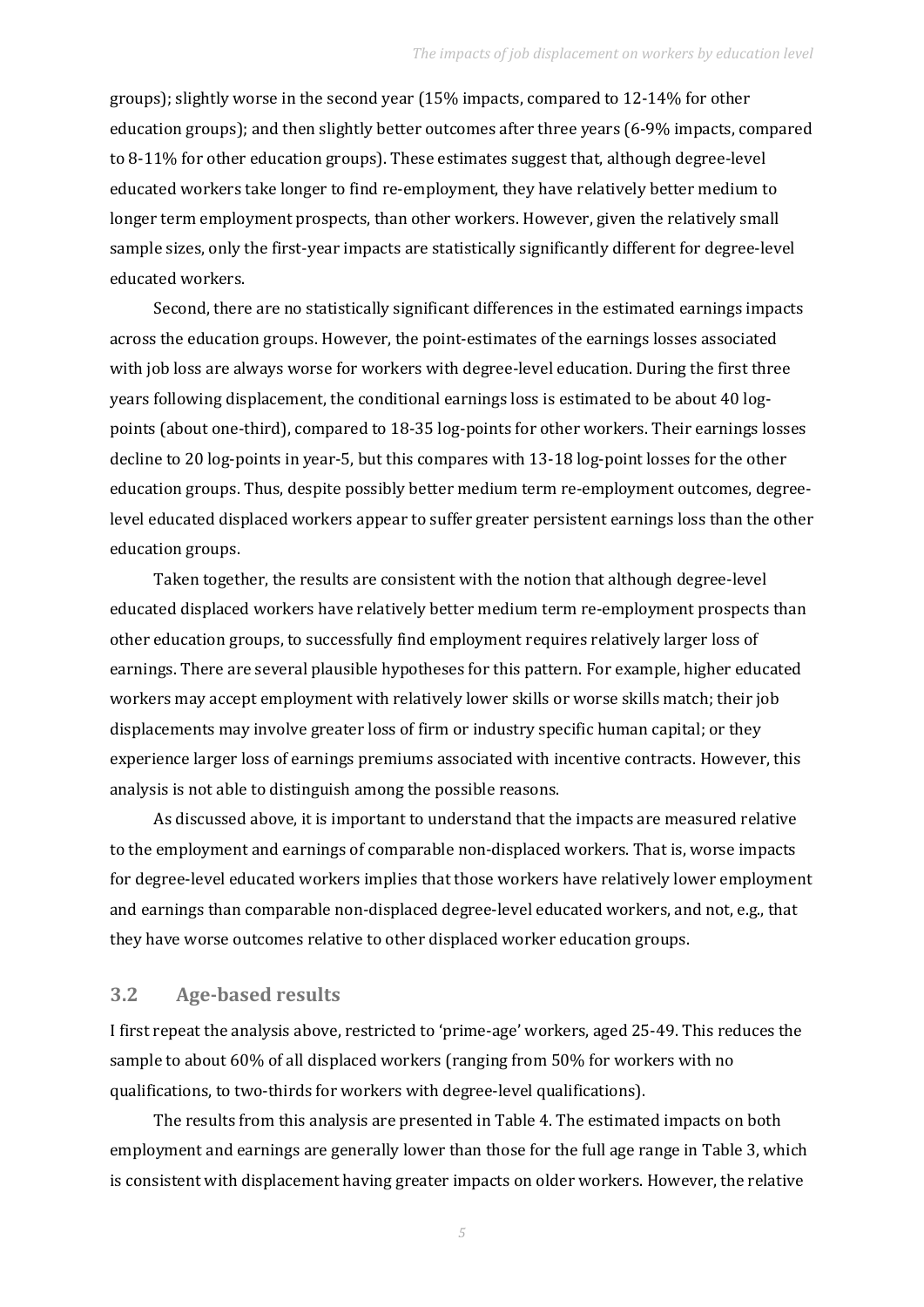groups); slightly worse in the second year (15% impacts, compared to 12-14% for other education groups); and then slightly better outcomes after three years (6-9% impacts, compared to 8-11% for other education groups). These estimates suggest that, although degree-level educated workers take longer to find re-employment, they have relatively better medium to longer term employment prospects, than other workers. However, given the relatively small sample sizes, only the first-year impacts are statistically significantly different for degree-level educated workers.

Second, there are no statistically significant differences in the estimated earnings impacts across the education groups. However, the point-estimates of the earnings losses associated with job loss are always worse for workers with degree-level education. During the first three years following displacement, the conditional earnings loss is estimated to be about 40 log-points (about one-third), compared to 18-35 log-points for other workers. Their earnings losses decline to 20 log-points in year-5, but this compares with 13-18 log-point losses for the other education groups. Thus, despite possibly better medium term re-employment outcomes, degree-level educated displaced workers appear to suffer greater persistent earnings loss than the other education groups.

Taken together, the results are consistent with the notion that although degree-level educated displaced workers have relatively better medium term re-employment prospects than other education groups, to successfully find employment requires relatively larger loss of earnings. There are several plausible hypotheses for this pattern. For example, higher educated workers may accept employment with relatively lower skills or worse skills match; their job displacements may involve greater loss of firm or industry specific human capital; or they experience larger loss of earnings premiums associated with incentive contracts. However, this analysis is not able to distinguish among the possible reasons.

As discussed above, it is important to understand that the impacts are measured relative to the employment and earnings of comparable non-displaced workers. That is, worse impacts for degree-level educated workers implies that those workers have relatively lower employment and earnings than comparable non-displaced degree-level educated workers, and not, e.g., that they have worse outcomes relative to other displaced worker education groups.

## 3.2 Age-based results

I first repeat the analysis above, restricted to 'prime-age' workers, aged 25-49. This reduces the sample to about 60% of all displaced workers (ranging from 50% for workers with no qualifications, to two-thirds for workers with degree-level qualifications).

The results from this analysis are presented in Table 4. The estimated impacts on both employment and earnings are generally lower than those for the full age range in Table 3, which is consistent with displacement having greater impacts on older workers. However, the relative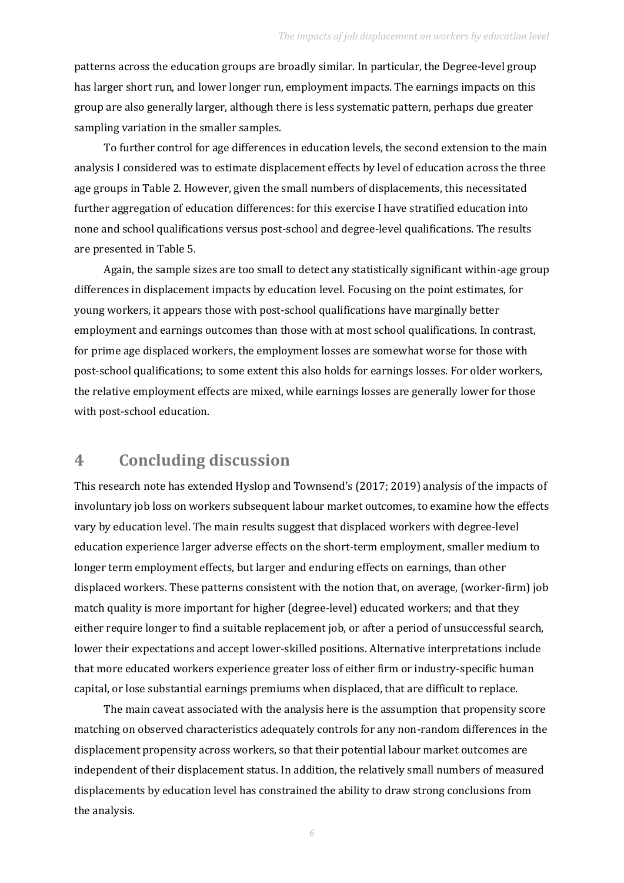patterns across the education groups are broadly similar. In particular, the Degree-level group has larger short run, and lower longer run, employment impacts. The earnings impacts on this group are also generally larger, although there is less systematic pattern, perhaps due greater sampling variation in the smaller samples.

To further control for age differences in education levels, the second extension to the main analysis I considered was to estimate displacement effects by level of education across the three age groups in Table 2. However, given the small numbers of displacements, this necessitated further aggregation of education differences: for this exercise I have stratified education into none and school qualifications versus post-school and degree-level qualifications. The results are presented in Table 5.

Again, the sample sizes are too small to detect any statistically significant within-age group differences in displacement impacts by education level. Focusing on the point estimates, for young workers, it appears those with post-school qualifications have marginally better employment and earnings outcomes than those with at most school qualifications. In contrast, for prime age displaced workers, the employment losses are somewhat worse for those with post-school qualifications; to some extent this also holds for earnings losses. For older workers, the relative employment effects are mixed, while earnings losses are generally lower for those with post-school education.

# 4 Concluding discussion

This research note has extended Hyslop and Townsend's (2017; 2019) analysis of the impacts of involuntary job loss on workers subsequent labour market outcomes, to examine how the effects vary by education level. The main results suggest that displaced workers with degree-level education experience larger adverse effects on the short-term employment, smaller medium to longer term employment effects, but larger and enduring effects on earnings, than other displaced workers. These patterns consistent with the notion that, on average, (worker-firm) job match quality is more important for higher (degree-level) educated workers; and that they either require longer to find a suitable replacement job, or after a period of unsuccessful search, lower their expectations and accept lower-skilled positions. Alternative interpretations include that more educated workers experience greater loss of either firm or industry-specific human capital, or lose substantial earnings premiums when displaced, that are difficult to replace.

The main caveat associated with the analysis here is the assumption that propensity score matching on observed characteristics adequately controls for any non-random differences in the displacement propensity across workers, so that their potential labour market outcomes are independent of their displacement status. In addition, the relatively small numbers of measured displacements by education level has constrained the ability to draw strong conclusions from the analysis.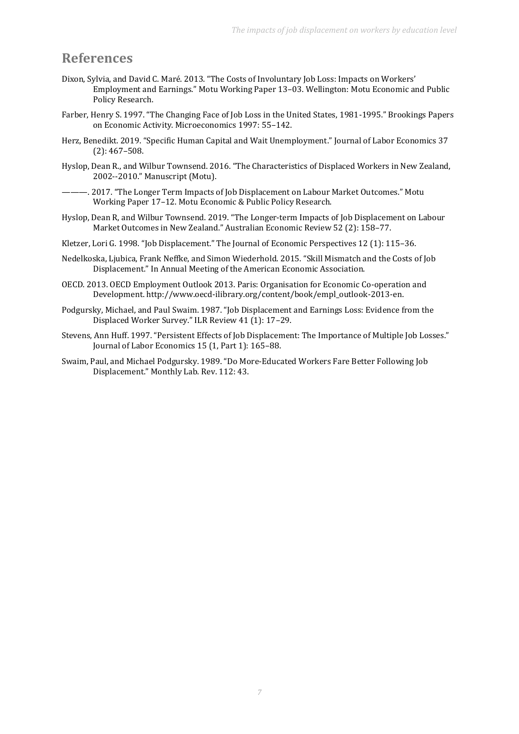# References

Dixon, Sylvia, and David C. Maré. 2013. "The Costs of Involuntary Job Loss: Impacts on Workers' Employment and Earnings." Motu Working Paper 13–03. Wellington: Motu Economic and Public Policy Research.

Farber, Henry S. 1997. "The Changing Face of Job Loss in the United States, 1981-1995." Brookings Papers on Economic Activity. Microeconomics 1997: 55–142.

Herz, Benedikt. 2019. "Specific Human Capital and Wait Unemployment." Journal of Labor Economics 37 (2): 467–508.

Hyslop, Dean R., and Wilbur Townsend. 2016. "The Characteristics of Displaced Workers in New Zealand, 2002--2010." Manuscript (Motu).

———. 2017. "The Longer Term Impacts of Job Displacement on Labour Market Outcomes." Motu Working Paper 17–12. Motu Economic & Public Policy Research.

Hyslop, Dean R, and Wilbur Townsend. 2019. "The Longer-term Impacts of Job Displacement on Labour Market Outcomes in New Zealand." Australian Economic Review 52 (2): 158–77.

Kletzer, Lori G. 1998. "Job Displacement." The Journal of Economic Perspectives 12 (1): 115–36.

Nedelkoska, Ljubica, Frank Neffke, and Simon Wiederhold. 2015. "Skill Mismatch and the Costs of Job Displacement." In Annual Meeting of the American Economic Association.

OECD. 2013. OECD Employment Outlook 2013. Paris: Organisation for Economic Co-operation and Development. http://www.oecd-ilibrary.org/content/book/empl_outlook-2013-en.

Podgursky, Michael, and Paul Swaim. 1987. "Job Displacement and Earnings Loss: Evidence from the Displaced Worker Survey." ILR Review 41 (1): 17–29.

Stevens, Ann Huff. 1997. "Persistent Effects of Job Displacement: The Importance of Multiple Job Losses." Journal of Labor Economics 15 (1, Part 1): 165–88.

Swaim, Paul, and Michael Podgursky. 1989. "Do More-Educated Workers Fare Better Following Job Displacement." Monthly Lab. Rev. 112: 43.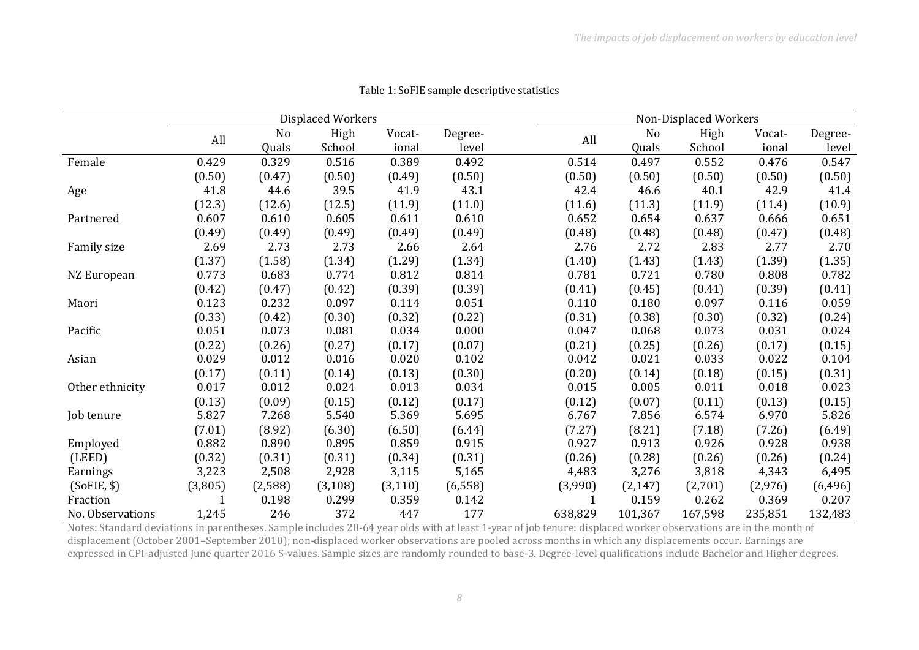Table 1: SoFIE sample descriptive statistics

| | Displaced Workers | | | | | Non-Displaced Workers | | | | |
|---|---|---|---|---|---|---|---|---|---|---|
| | All | No Quals | High School | Vocat-ional | Degree-level | All | No Quals | High School | Vocat-ional | Degree-level |
| Female | 0.429 | 0.329 | 0.516 | 0.389 | 0.492 | 0.514 | 0.497 | 0.552 | 0.476 | 0.547 |
| | (0.50) | (0.47) | (0.50) | (0.49) | (0.50) | (0.50) | (0.50) | (0.50) | (0.50) | (0.50) |
| Age | 41.8 | 44.6 | 39.5 | 41.9 | 43.1 | 42.4 | 46.6 | 40.1 | 42.9 | 41.4 |
| | (12.3) | (12.6) | (12.5) | (11.9) | (11.0) | (11.6) | (11.3) | (11.9) | (11.4) | (10.9) |
| Partnered | 0.607 | 0.610 | 0.605 | 0.611 | 0.610 | 0.652 | 0.654 | 0.637 | 0.666 | 0.651 |
| | (0.49) | (0.49) | (0.49) | (0.49) | (0.49) | (0.48) | (0.48) | (0.48) | (0.47) | (0.48) |
| Family size | 2.69 | 2.73 | 2.73 | 2.66 | 2.64 | 2.76 | 2.72 | 2.83 | 2.77 | 2.70 |
| | (1.37) | (1.58) | (1.34) | (1.29) | (1.34) | (1.40) | (1.43) | (1.43) | (1.39) | (1.35) |
| NZ European | 0.773 | 0.683 | 0.774 | 0.812 | 0.814 | 0.781 | 0.721 | 0.780 | 0.808 | 0.782 |
| | (0.42) | (0.47) | (0.42) | (0.39) | (0.39) | (0.41) | (0.45) | (0.41) | (0.39) | (0.41) |
| Maori | 0.123 | 0.232 | 0.097 | 0.114 | 0.051 | 0.110 | 0.180 | 0.097 | 0.116 | 0.059 |
| | (0.33) | (0.42) | (0.30) | (0.32) | (0.22) | (0.31) | (0.38) | (0.30) | (0.32) | (0.24) |
| Pacific | 0.051 | 0.073 | 0.081 | 0.034 | 0.000 | 0.047 | 0.068 | 0.073 | 0.031 | 0.024 |
| | (0.22) | (0.26) | (0.27) | (0.17) | (0.07) | (0.21) | (0.25) | (0.26) | (0.17) | (0.15) |
| Asian | 0.029 | 0.012 | 0.016 | 0.020 | 0.102 | 0.042 | 0.021 | 0.033 | 0.022 | 0.104 |
| | (0.17) | (0.11) | (0.14) | (0.13) | (0.30) | (0.20) | (0.14) | (0.18) | (0.15) | (0.31) |
| Other ethnicity | 0.017 | 0.012 | 0.024 | 0.013 | 0.034 | 0.015 | 0.005 | 0.011 | 0.018 | 0.023 |
| | (0.13) | (0.09) | (0.15) | (0.12) | (0.17) | (0.12) | (0.07) | (0.11) | (0.13) | (0.15) |
| Job tenure | 5.827 | 7.268 | 5.540 | 5.369 | 5.695 | 6.767 | 7.856 | 6.574 | 6.970 | 5.826 |
| | (7.01) | (8.92) | (6.30) | (6.50) | (6.44) | (7.27) | (8.21) | (7.18) | (7.26) | (6.49) |
| Employed (LEED) | 0.882 | 0.890 | 0.895 | 0.859 | 0.915 | 0.927 | 0.913 | 0.926 | 0.928 | 0.938 |
| | (0.32) | (0.31) | (0.31) | (0.34) | (0.31) | (0.26) | (0.28) | (0.26) | (0.26) | (0.24) |
| Earnings (SoFIE, $) | 3,223 | 2,508 | 2,928 | 3,115 | 5,165 | 4,483 | 3,276 | 3,818 | 4,343 | 6,495 |
| | (3,805) | (2,588) | (3,108) | (3,110) | (6,558) | (3,990) | (2,147) | (2,701) | (2,976) | (6,496) |
| Fraction | 1 | 0.198 | 0.299 | 0.359 | 0.142 | 1 | 0.159 | 0.262 | 0.369 | 0.207 |
| No. Observations | 1,245 | 246 | 372 | 447 | 177 | 638,829 | 101,367 | 167,598 | 235,851 | 132,483 |

Notes: Standard deviations in parentheses. Sample includes 20-64 year olds with at least 1-year of job tenure: displaced worker observations are in the month of displacement (October 2001–September 2010); non-displaced worker observations are pooled across months in which any displacements occur. Earnings are expressed in CPI-adjusted June quarter 2016 $-values. Sample sizes are randomly rounded to base-3. Degree-level qualifications include Bachelor and Higher degrees.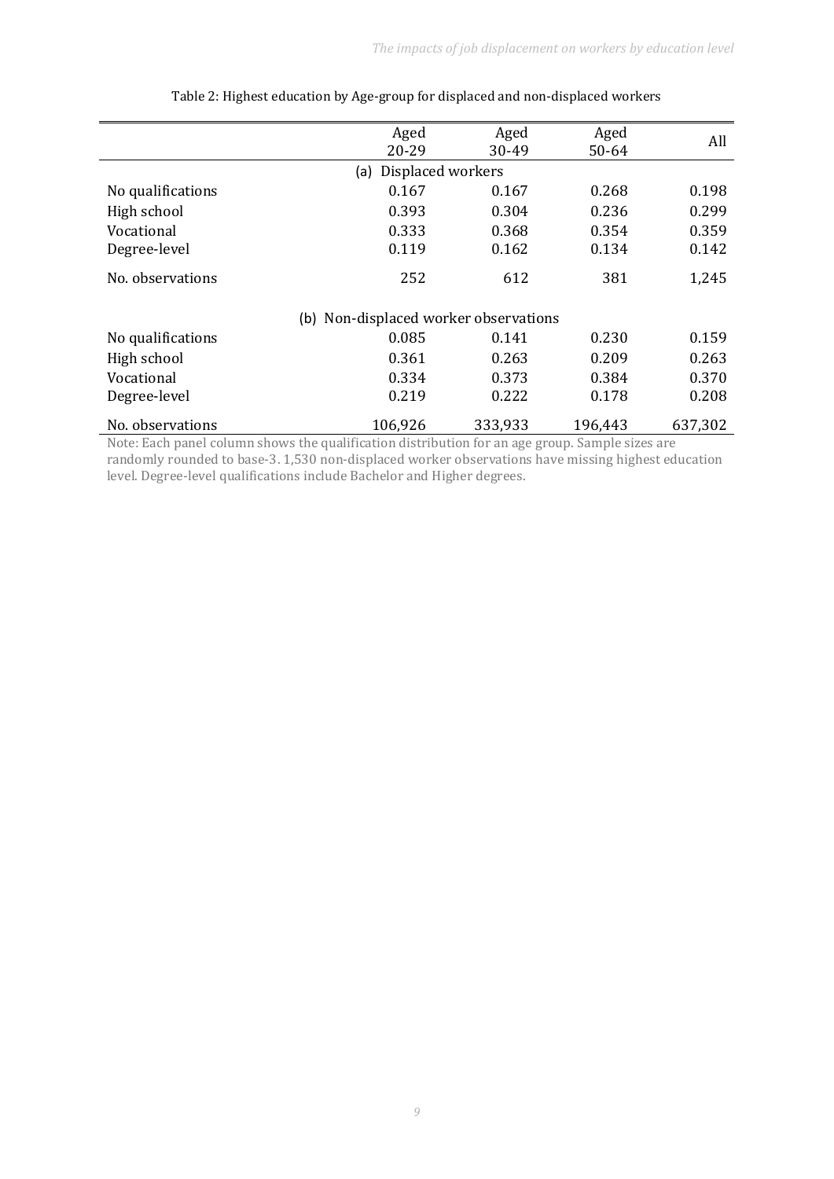Table 2: Highest education by Age-group for displaced and non-displaced workers

| | Aged 20-29 | Aged 30-49 | Aged 50-64 | All |
|---|---|---|---|---|
| (a) Displaced workers | | | | |
| No qualifications | 0.167 | 0.167 | 0.268 | 0.198 |
| High school | 0.393 | 0.304 | 0.236 | 0.299 |
| Vocational | 0.333 | 0.368 | 0.354 | 0.359 |
| Degree-level | 0.119 | 0.162 | 0.134 | 0.142 |
| No. observations | 252 | 612 | 381 | 1,245 |
| (b) Non-displaced worker observations | | | | |
| No qualifications | 0.085 | 0.141 | 0.230 | 0.159 |
| High school | 0.361 | 0.263 | 0.209 | 0.263 |
| Vocational | 0.334 | 0.373 | 0.384 | 0.370 |
| Degree-level | 0.219 | 0.222 | 0.178 | 0.208 |
| No. observations | 106,926 | 333,933 | 196,443 | 637,302 |

Note: Each panel column shows the qualification distribution for an age group. Sample sizes are randomly rounded to base-3. 1,530 non-displaced worker observations have missing highest education level. Degree-level qualifications include Bachelor and Higher degrees.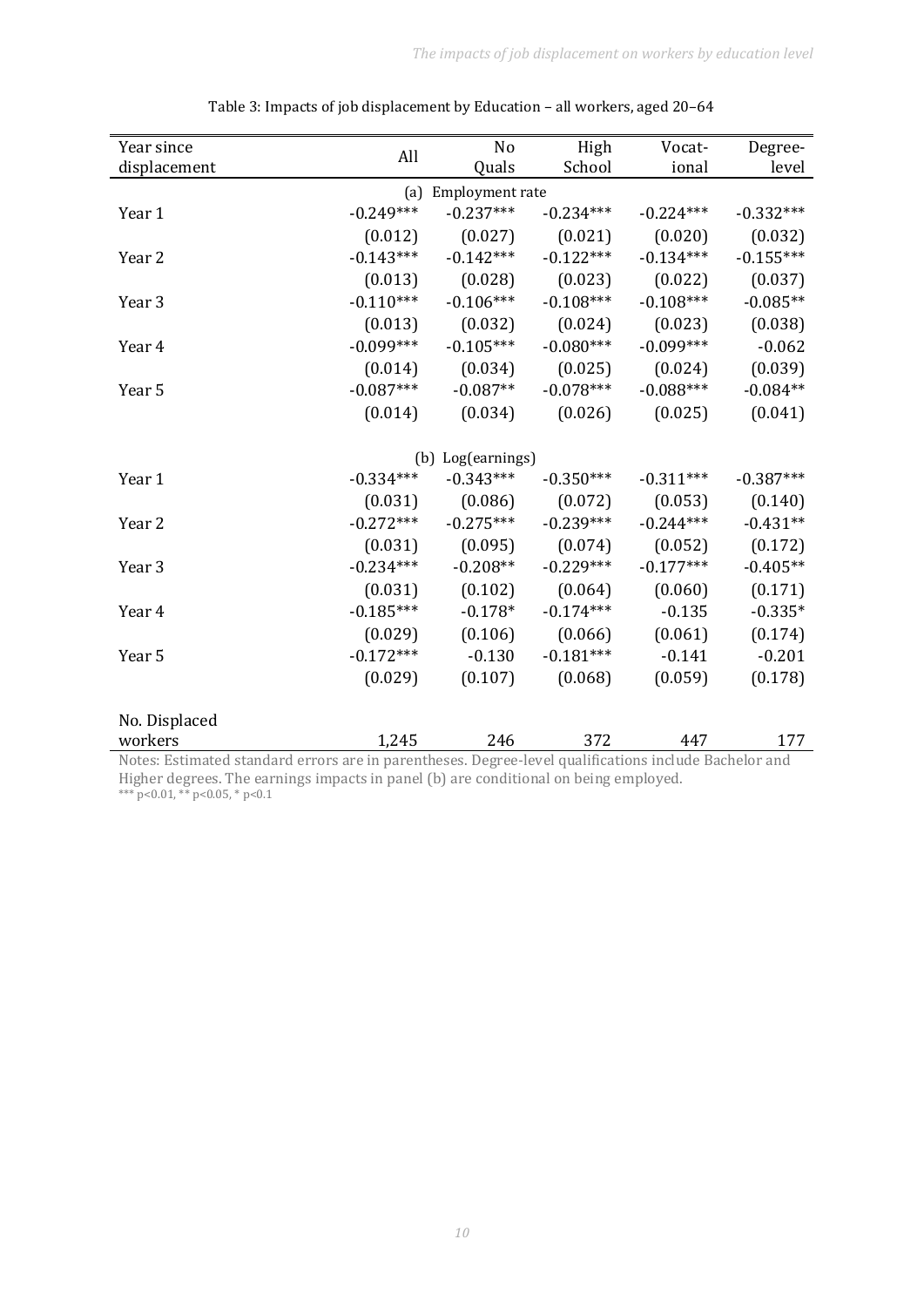Table 3: Impacts of job displacement by Education – all workers, aged 20–64

| Year since displacement | All | No Quals | High School | Vocat-ional | Degree-level |
|---|---|---|---|---|---|
| | | (a) Employment rate | | | |
| Year 1 | -0.249*** | -0.237*** | -0.234*** | -0.224*** | -0.332*** |
| | (0.012) | (0.027) | (0.021) | (0.020) | (0.032) |
| Year 2 | -0.143*** | -0.142*** | -0.122*** | -0.134*** | -0.155*** |
| | (0.013) | (0.028) | (0.023) | (0.022) | (0.037) |
| Year 3 | -0.110*** | -0.106*** | -0.108*** | -0.108*** | -0.085** |
| | (0.013) | (0.032) | (0.024) | (0.023) | (0.038) |
| Year 4 | -0.099*** | -0.105*** | -0.080*** | -0.099*** | -0.062 |
| | (0.014) | (0.034) | (0.025) | (0.024) | (0.039) |
| Year 5 | -0.087*** | -0.087** | -0.078*** | -0.088*** | -0.084** |
| | (0.014) | (0.034) | (0.026) | (0.025) | (0.041) |
| | | (b) Log(earnings) | | | |
| Year 1 | -0.334*** | -0.343*** | -0.350*** | -0.311*** | -0.387*** |
| | (0.031) | (0.086) | (0.072) | (0.053) | (0.140) |
| Year 2 | -0.272*** | -0.275*** | -0.239*** | -0.244*** | -0.431** |
| | (0.031) | (0.095) | (0.074) | (0.052) | (0.172) |
| Year 3 | -0.234*** | -0.208** | -0.229*** | -0.177*** | -0.405** |
| | (0.031) | (0.102) | (0.064) | (0.060) | (0.171) |
| Year 4 | -0.185*** | -0.178* | -0.174*** | -0.135 | -0.335* |
| | (0.029) | (0.106) | (0.066) | (0.061) | (0.174) |
| Year 5 | -0.172*** | -0.130 | -0.181*** | -0.141 | -0.201 |
| | (0.029) | (0.107) | (0.068) | (0.059) | (0.178) |
| No. Displaced workers | 1,245 | 246 | 372 | 447 | 177 |

Notes: Estimated standard errors are in parentheses. Degree-level qualifications include Bachelor and Higher degrees. The earnings impacts in panel (b) are conditional on being employed.
*** p<0.01, ** p<0.05, * p<0.1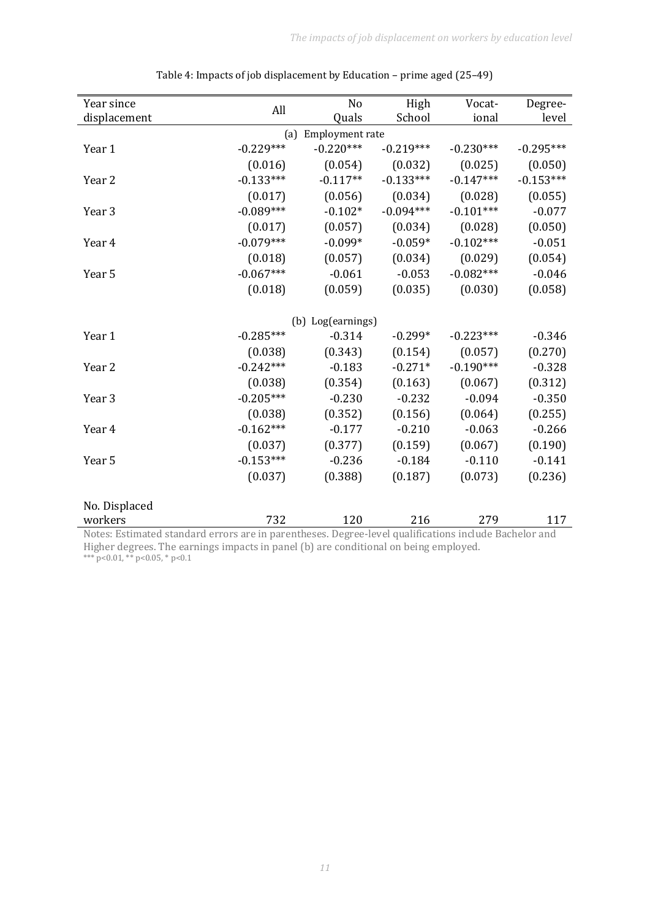Table 4: Impacts of job displacement by Education – prime aged (25–49)

| Year since displacement | All | No Quals | High School | Vocat-ional | Degree-level |
|---|---|---|---|---|---|
| | | (a) Employment rate | | | |
| Year 1 | -0.229*** | -0.220*** | -0.219*** | -0.230*** | -0.295*** |
| | (0.016) | (0.054) | (0.032) | (0.025) | (0.050) |
| Year 2 | -0.133*** | -0.117** | -0.133*** | -0.147*** | -0.153*** |
| | (0.017) | (0.056) | (0.034) | (0.028) | (0.055) |
| Year 3 | -0.089*** | -0.102* | -0.094*** | -0.101*** | -0.077 |
| | (0.017) | (0.057) | (0.034) | (0.028) | (0.050) |
| Year 4 | -0.079*** | -0.099* | -0.059* | -0.102*** | -0.051 |
| | (0.018) | (0.057) | (0.034) | (0.029) | (0.054) |
| Year 5 | -0.067*** | -0.061 | -0.053 | -0.082*** | -0.046 |
| | (0.018) | (0.059) | (0.035) | (0.030) | (0.058) |
| | | (b) Log(earnings) | | | |
| Year 1 | -0.285*** | -0.314 | -0.299* | -0.223*** | -0.346 |
| | (0.038) | (0.343) | (0.154) | (0.057) | (0.270) |
| Year 2 | -0.242*** | -0.183 | -0.271* | -0.190*** | -0.328 |
| | (0.038) | (0.354) | (0.163) | (0.067) | (0.312) |
| Year 3 | -0.205*** | -0.230 | -0.232 | -0.094 | -0.350 |
| | (0.038) | (0.352) | (0.156) | (0.064) | (0.255) |
| Year 4 | -0.162*** | -0.177 | -0.210 | -0.063 | -0.266 |
| | (0.037) | (0.377) | (0.159) | (0.067) | (0.190) |
| Year 5 | -0.153*** | -0.236 | -0.184 | -0.110 | -0.141 |
| | (0.037) | (0.388) | (0.187) | (0.073) | (0.236) |
| No. Displaced workers | 732 | 120 | 216 | 279 | 117 |

Notes: Estimated standard errors are in parentheses. Degree-level qualifications include Bachelor and Higher degrees. The earnings impacts in panel (b) are conditional on being employed.
*** p<0.01, ** p<0.05, * p<0.1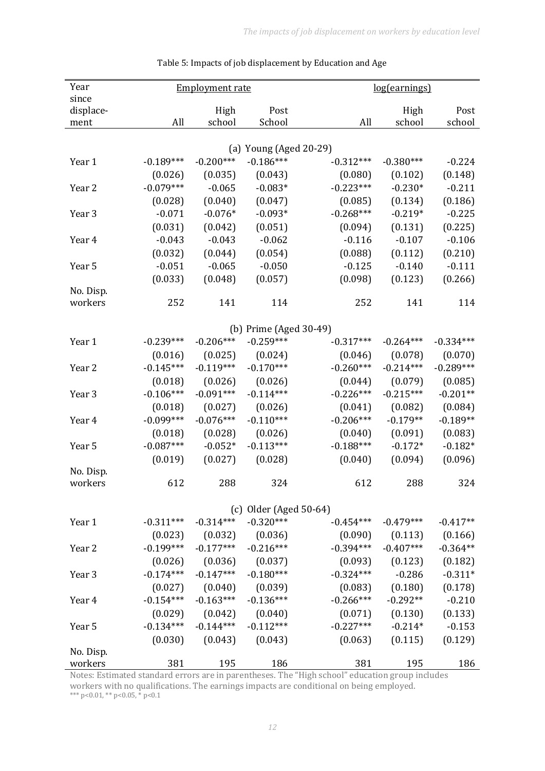Table 5: Impacts of job displacement by Education and Age

| Year since displacement | Employment rate | | | log(earnings) | | |
|---|---|---|---|---|---|---|
| | All | High school | Post School | All | High school | Post school |
| **(a) Young (Aged 20-29)** | | | | | | |
| Year 1 | -0.189*** | -0.200*** | -0.186*** | -0.312*** | -0.380*** | -0.224 |
| | (0.026) | (0.035) | (0.043) | (0.080) | (0.102) | (0.148) |
| Year 2 | -0.079*** | -0.065 | -0.083* | -0.223*** | -0.230* | -0.211 |
| | (0.028) | (0.040) | (0.047) | (0.085) | (0.134) | (0.186) |
| Year 3 | -0.071 | -0.076* | -0.093* | -0.268*** | -0.219* | -0.225 |
| | (0.031) | (0.042) | (0.051) | (0.094) | (0.131) | (0.225) |
| Year 4 | -0.043 | -0.043 | -0.062 | -0.116 | -0.107 | -0.106 |
| | (0.032) | (0.044) | (0.054) | (0.088) | (0.112) | (0.210) |
| Year 5 | -0.051 | -0.065 | -0.050 | -0.125 | -0.140 | -0.111 |
| | (0.033) | (0.048) | (0.057) | (0.098) | (0.123) | (0.266) |
| No. Disp. workers | 252 | 141 | 114 | 252 | 141 | 114 |
| **(b) Prime (Aged 30-49)** | | | | | | |
| Year 1 | -0.239*** | -0.206*** | -0.259*** | -0.317*** | -0.264*** | -0.334*** |
| | (0.016) | (0.025) | (0.024) | (0.046) | (0.078) | (0.070) |
| Year 2 | -0.145*** | -0.119*** | -0.170*** | -0.260*** | -0.214*** | -0.289*** |
| | (0.018) | (0.026) | (0.026) | (0.044) | (0.079) | (0.085) |
| Year 3 | -0.106*** | -0.091*** | -0.114*** | -0.226*** | -0.215*** | -0.201** |
| | (0.018) | (0.027) | (0.026) | (0.041) | (0.082) | (0.084) |
| Year 4 | -0.099*** | -0.076*** | -0.110*** | -0.206*** | -0.179** | -0.189** |
| | (0.018) | (0.028) | (0.026) | (0.040) | (0.091) | (0.083) |
| Year 5 | -0.087*** | -0.052* | -0.113*** | -0.188*** | -0.172* | -0.182* |
| | (0.019) | (0.027) | (0.028) | (0.040) | (0.094) | (0.096) |
| No. Disp. workers | 612 | 288 | 324 | 612 | 288 | 324 |
| **(c) Older (Aged 50-64)** | | | | | | |
| Year 1 | -0.311*** | -0.314*** | -0.320*** | -0.454*** | -0.479*** | -0.417** |
| | (0.023) | (0.032) | (0.036) | (0.090) | (0.113) | (0.166) |
| Year 2 | -0.199*** | -0.177*** | -0.216*** | -0.394*** | -0.407*** | -0.364** |
| | (0.026) | (0.036) | (0.037) | (0.093) | (0.123) | (0.182) |
| Year 3 | -0.174*** | -0.147*** | -0.180*** | -0.324*** | -0.286 | -0.311* |
| | (0.027) | (0.040) | (0.039) | (0.083) | (0.180) | (0.178) |
| Year 4 | -0.154*** | -0.163*** | -0.136*** | -0.266*** | -0.292** | -0.210 |
| | (0.029) | (0.042) | (0.040) | (0.071) | (0.130) | (0.133) |
| Year 5 | -0.134*** | -0.144*** | -0.112*** | -0.227*** | -0.214* | -0.153 |
| | (0.030) | (0.043) | (0.043) | (0.063) | (0.115) | (0.129) |
| No. Disp. workers | 381 | 195 | 186 | 381 | 195 | 186 |

Notes: Estimated standard errors are in parentheses. The "High school" education group includes workers with no qualifications. The earnings impacts are conditional on being employed.
*** p<0.01, ** p<0.05, * p<0.1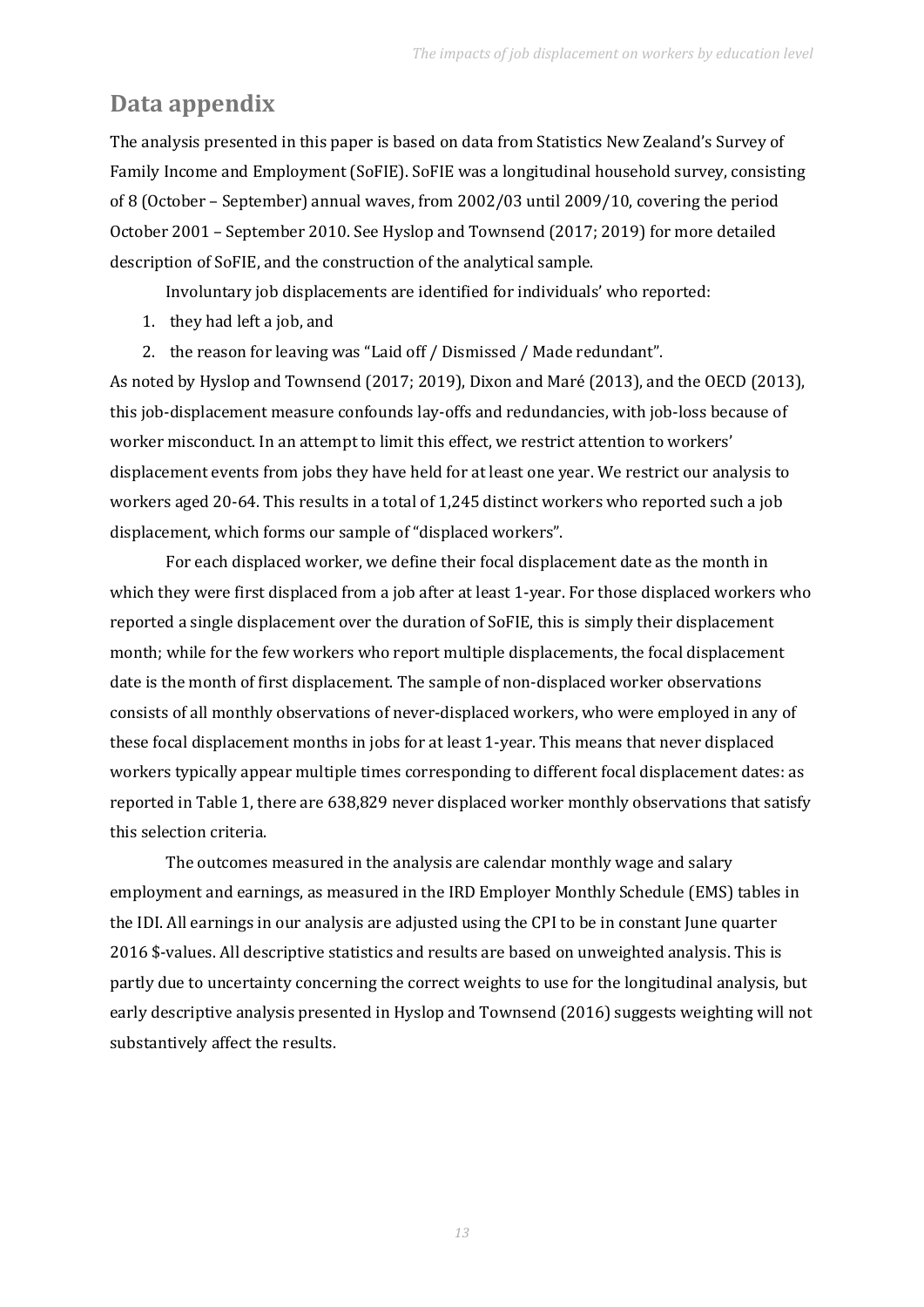## Data appendix

The analysis presented in this paper is based on data from Statistics New Zealand's Survey of Family Income and Employment (SoFIE). SoFIE was a longitudinal household survey, consisting of 8 (October – September) annual waves, from 2002/03 until 2009/10, covering the period October 2001 – September 2010. See Hyslop and Townsend (2017; 2019) for more detailed description of SoFIE, and the construction of the analytical sample.

Involuntary job displacements are identified for individuals' who reported:

1. they had left a job, and
2. the reason for leaving was "Laid off / Dismissed / Made redundant".

As noted by Hyslop and Townsend (2017; 2019), Dixon and Maré (2013), and the OECD (2013), this job-displacement measure confounds lay-offs and redundancies, with job-loss because of worker misconduct. In an attempt to limit this effect, we restrict attention to workers' displacement events from jobs they have held for at least one year. We restrict our analysis to workers aged 20-64. This results in a total of 1,245 distinct workers who reported such a job displacement, which forms our sample of "displaced workers".

For each displaced worker, we define their focal displacement date as the month in which they were first displaced from a job after at least 1-year. For those displaced workers who reported a single displacement over the duration of SoFIE, this is simply their displacement month; while for the few workers who report multiple displacements, the focal displacement date is the month of first displacement. The sample of non-displaced worker observations consists of all monthly observations of never-displaced workers, who were employed in any of these focal displacement months in jobs for at least 1-year. This means that never displaced workers typically appear multiple times corresponding to different focal displacement dates: as reported in Table 1, there are 638,829 never displaced worker monthly observations that satisfy this selection criteria.

The outcomes measured in the analysis are calendar monthly wage and salary employment and earnings, as measured in the IRD Employer Monthly Schedule (EMS) tables in the IDI. All earnings in our analysis are adjusted using the CPI to be in constant June quarter 2016 $-values. All descriptive statistics and results are based on unweighted analysis. This is partly due to uncertainty concerning the correct weights to use for the longitudinal analysis, but early descriptive analysis presented in Hyslop and Townsend (2016) suggests weighting will not substantively affect the results.